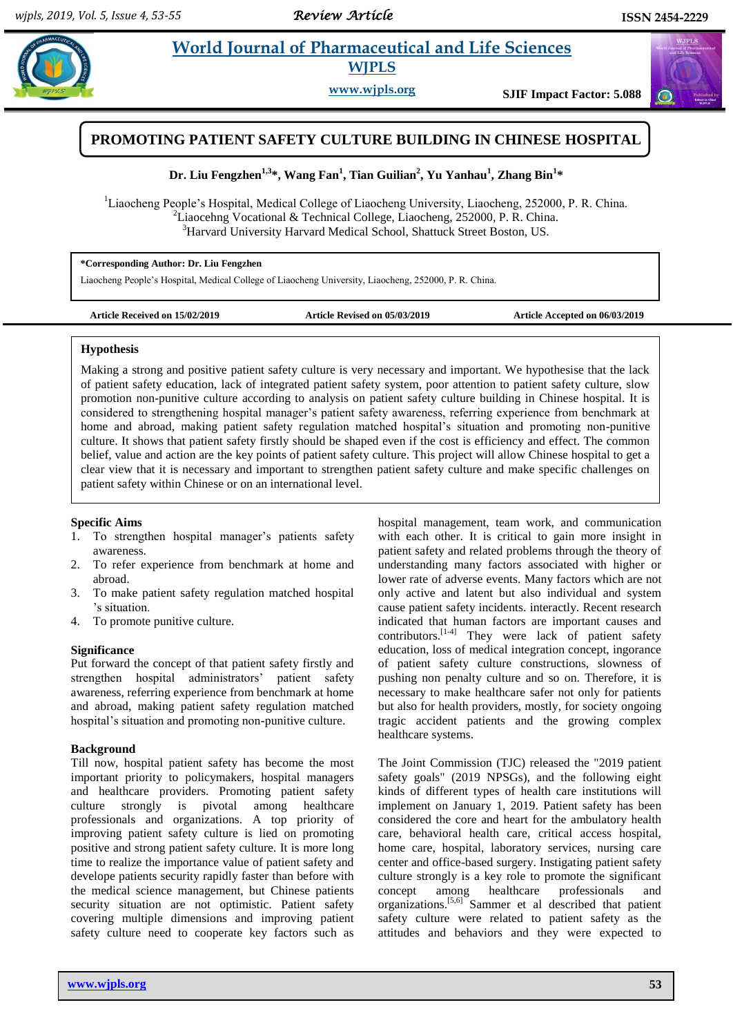# PROMOTING PATIENT SAFETY CULTURE BUILDING IN CHINESE HOSPITAL

**Dr. Liu Fengzhen[1,3]\*, Wang Fan[1], Tian Guilian[2], Yu Yanhau[1], Zhang Bin[1]\***

[1]Liaocheng People's Hospital, Medical College of Liaocheng University, Liaocheng, 252000, P. R. China.
[2]Liaocehng Vocational & Technical College, Liaocheng, 252000, P. R. China.
[3]Harvard University Harvard Medical School, Shattuck Street Boston, US.

**\*Corresponding Author: Dr. Liu Fengzhen**
Liaocheng People's Hospital, Medical College of Liaocheng University, Liaocheng, 252000, P. R. China.

**Article Received on 15/02/2019** **Article Revised on 05/03/2019** **Article Accepted on 06/03/2019**

## Hypothesis

Making a strong and positive patient safety culture is very necessary and important. We hypothesise that the lack of patient safety education, lack of integrated patient safety system, poor attention to patient safety culture, slow promotion non-punitive culture according to analysis on patient safety culture building in Chinese hospital. It is considered to strengthening hospital manager's patient safety awareness, referring experience from benchmark at home and abroad, making patient safety regulation matched hospital's situation and promoting non-punitive culture. It shows that patient safety firstly should be shaped even if the cost is efficiency and effect. The common belief, value and action are the key points of patient safety culture. This project will allow Chinese hospital to get a clear view that it is necessary and important to strengthen patient safety culture and make specific challenges on patient safety within Chinese or on an international level.

## Specific Aims

1. To strengthen hospital manager's patients safety awareness.
2. To refer experience from benchmark at home and abroad.
3. To make patient safety regulation matched hospital 's situation.
4. To promote punitive culture.

## Significance

Put forward the concept of that patient safety firstly and strengthen hospital administrators' patient safety awareness, referring experience from benchmark at home and abroad, making patient safety regulation matched hospital's situation and promoting non-punitive culture.

## Background

Till now, hospital patient safety has become the most important priority to policymakers, hospital managers and healthcare providers. Promoting patient safety culture strongly is pivotal among healthcare professionals and organizations. A top priority of improving patient safety culture is lied on promoting positive and strong patient safety culture. It is more long time to realize the importance value of patient safety and develope patients security rapidly faster than before with the medical science management, but Chinese patients security situation are not optimistic. Patient safety covering multiple dimensions and improving patient safety culture need to cooperate key factors such as hospital management, team work, and communication with each other. It is critical to gain more insight in patient safety and related problems through the theory of understanding many factors associated with higher or lower rate of adverse events. Many factors which are not only active and latent but also individual and system cause patient safety incidents. interactly. Recent research indicated that human factors are important causes and contributors.[1-4] They were lack of patient safety education, loss of medical integration concept, ingorance of patient safety culture constructions, slowness of pushing non penalty culture and so on. Therefore, it is necessary to make healthcare safer not only for patients but also for health providers, mostly, for society ongoing tragic accident patients and the growing complex healthcare systems.

The Joint Commission (TJC) released the "2019 patient safety goals" (2019 NPSGs), and the following eight kinds of different types of health care institutions will implement on January 1, 2019. Patient safety has been considered the core and heart for the ambulatory health care, behavioral health care, critical access hospital, home care, hospital, laboratory services, nursing care center and office-based surgery. Instigating patient safety culture strongly is a key role to promote the significant concept among healthcare professionals and organizations.[5,6] Sammer et al described that patient safety culture were related to patient safety as the attitudes and behaviors and they were expected to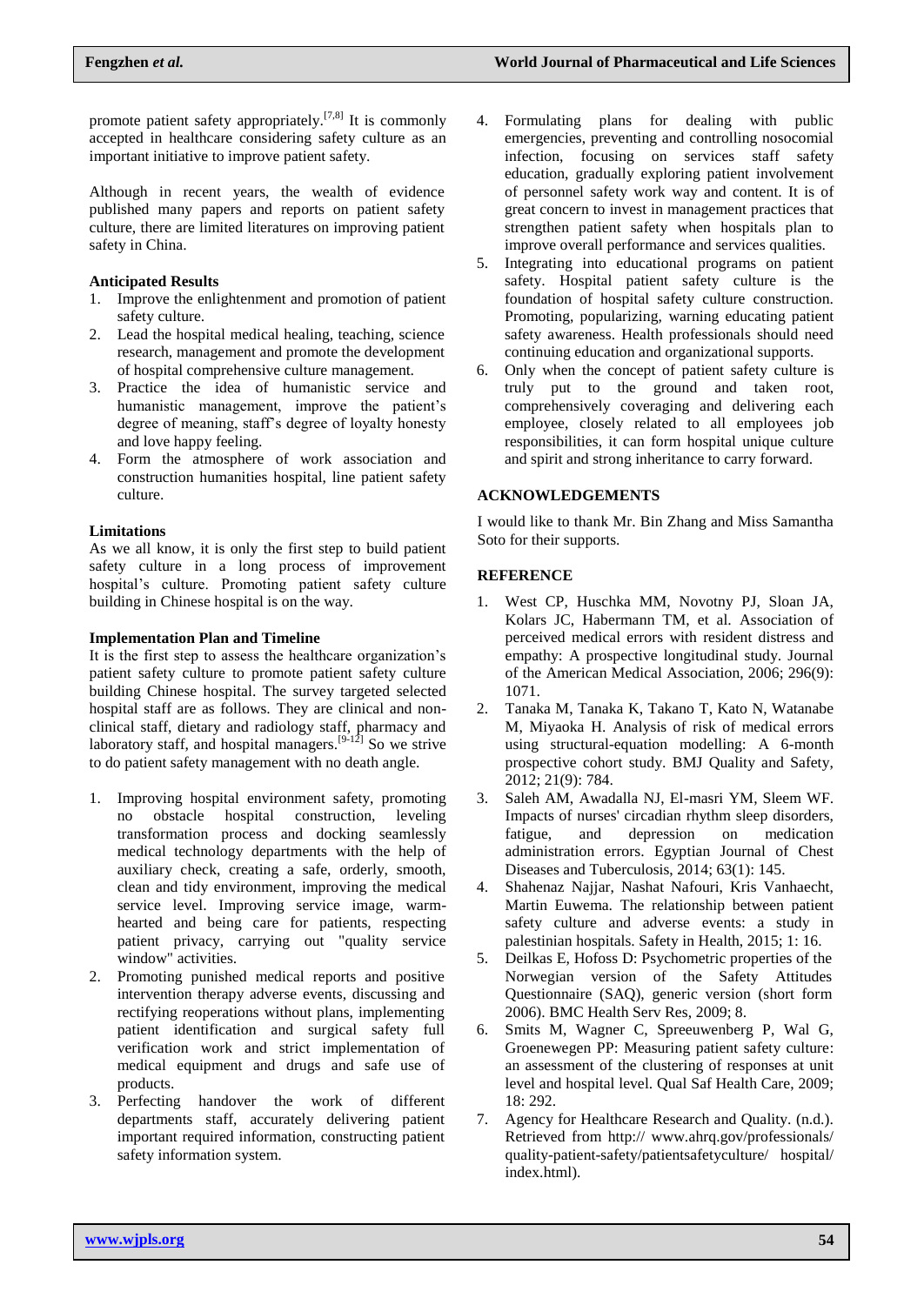promote patient safety appropriately.[7,8] It is commonly accepted in healthcare considering safety culture as an important initiative to improve patient safety.

Although in recent years, the wealth of evidence published many papers and reports on patient safety culture, there are limited literatures on improving patient safety in China.

**Anticipated Results**

1. Improve the enlightenment and promotion of patient safety culture.
2. Lead the hospital medical healing, teaching, science research, management and promote the development of hospital comprehensive culture management.
3. Practice the idea of humanistic service and humanistic management, improve the patient's degree of meaning, staff's degree of loyalty honesty and love happy feeling.
4. Form the atmosphere of work association and construction humanities hospital, line patient safety culture.

**Limitations**

As we all know, it is only the first step to build patient safety culture in a long process of improvement hospital's culture. Promoting patient safety culture building in Chinese hospital is on the way.

**Implementation Plan and Timeline**

It is the first step to assess the healthcare organization's patient safety culture to promote patient safety culture building Chinese hospital. The survey targeted selected hospital staff are as follows. They are clinical and non-clinical staff, dietary and radiology staff, pharmacy and laboratory staff, and hospital managers.[9-12] So we strive to do patient safety management with no death angle.

1. Improving hospital environment safety, promoting no obstacle hospital construction, leveling transformation process and docking seamlessly medical technology departments with the help of auxiliary check, creating a safe, orderly, smooth, clean and tidy environment, improving the medical service level. Improving service image, warm-hearted and being care for patients, respecting patient privacy, carrying out "quality service window" activities.
2. Promoting punished medical reports and positive intervention therapy adverse events, discussing and rectifying reoperations without plans, implementing patient identification and surgical safety full verification work and strict implementation of medical equipment and drugs and safe use of products.
3. Perfecting handover the work of different departments staff, accurately delivering patient important required information, constructing patient safety information system.
4. Formulating plans for dealing with public emergencies, preventing and controlling nosocomial infection, focusing on services staff safety education, gradually exploring patient involvement of personnel safety work way and content. It is of great concern to invest in management practices that strengthen patient safety when hospitals plan to improve overall performance and services qualities.
5. Integrating into educational programs on patient safety. Hospital patient safety culture is the foundation of hospital safety culture construction. Promoting, popularizing, warning educating patient safety awareness. Health professionals should need continuing education and organizational supports.
6. Only when the concept of patient safety culture is truly put to the ground and taken root, comprehensively coverging and delivering each employee, closely related to all employees job responsibilities, it can form hospital unique culture and spirit and strong inheritance to carry forward.

## ACKNOWLEDGEMENTS

I would like to thank Mr. Bin Zhang and Miss Samantha Soto for their supports.

## REFERENCE

1. West CP, Huschka MM, Novotny PJ, Sloan JA, Kolars JC, Habermann TM, et al. Association of perceived medical errors with resident distress and empathy: A prospective longitudinal study. Journal of the American Medical Association, 2006; 296(9): 1071.
2. Tanaka M, Tanaka K, Takano T, Kato N, Watanabe M, Miyaoka H. Analysis of risk of medical errors using structural-equation modelling: A 6-month prospective cohort study. BMJ Quality and Safety, 2012; 21(9): 784.
3. Saleh AM, Awadalla NJ, El-masri YM, Sleem WF. Impacts of nurses' circadian rhythm sleep disorders, fatigue, and depression on medication administration errors. Egyptian Journal of Chest Diseases and Tuberculosis, 2014; 63(1): 145.
4. Shahenaz Najjar, Nashat Nafouri, Kris Vanhaecht, Martin Euwema. The relationship between patient safety culture and adverse events: a study in palestinian hospitals. Safety in Health, 2015; 1: 16.
5. Deilkas E, Hofoss D: Psychometric properties of the Norwegian version of the Safety Attitudes Questionnaire (SAQ), generic version (short form 2006). BMC Health Serv Res, 2009; 8.
6. Smits M, Wagner C, Spreeuwenberg P, Wal G, Groenewegen PP: Measuring patient safety culture: an assessment of the clustering of responses at unit level and hospital level. Qual Saf Health Care, 2009; 18: 292.
7. Agency for Healthcare Research and Quality. (n.d.). Retrieved from http:// www.ahrq.gov/professionals/ quality-patient-safety/patientsafetyculture/ hospital/ index.html).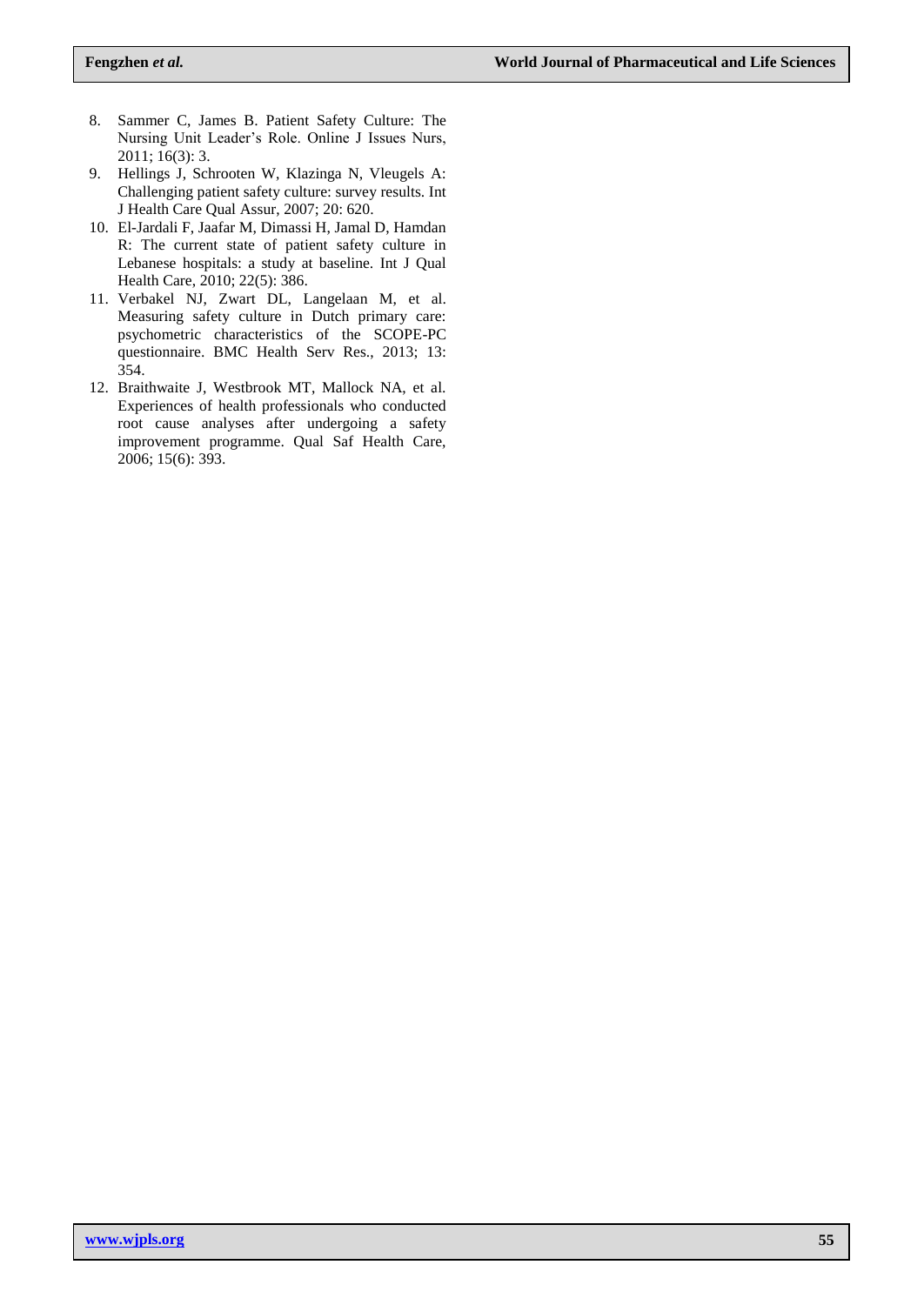8. Sammer C, James B. Patient Safety Culture: The Nursing Unit Leader's Role. Online J Issues Nurs, 2011; 16(3): 3.
9. Hellings J, Schrooten W, Klazinga N, Vleugels A: Challenging patient safety culture: survey results. Int J Health Care Qual Assur, 2007; 20: 620.
10. El-Jardali F, Jaafar M, Dimassi H, Jamal D, Hamdan R: The current state of patient safety culture in Lebanese hospitals: a study at baseline. Int J Qual Health Care, 2010; 22(5): 386.
11. Verbakel NJ, Zwart DL, Langelaan M, et al. Measuring safety culture in Dutch primary care: psychometric characteristics of the SCOPE-PC questionnaire. BMC Health Serv Res., 2013; 13: 354.
12. Braithwaite J, Westbrook MT, Mallock NA, et al. Experiences of health professionals who conducted root cause analyses after undergoing a safety improvement programme. Qual Saf Health Care, 2006; 15(6): 393.